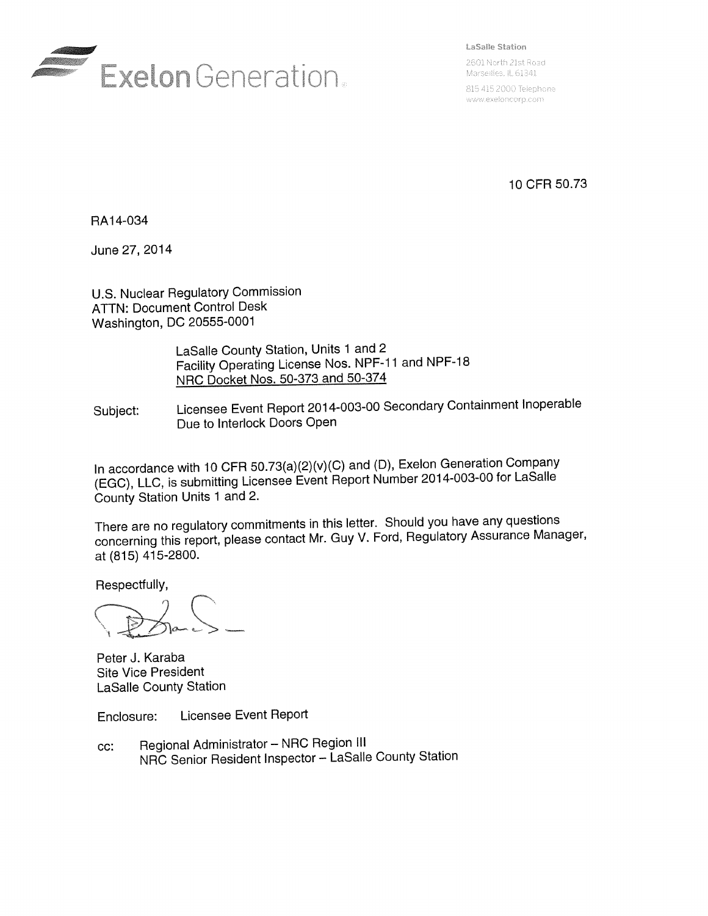Exelon Generation

LaSalle Station
2601 North 21st Road
Marseilles, IL 61341
815 415 2000 Telephone
www.exeloncorp.com

10 CFR 50.73

RA14-034

June 27, 2014

U.S. Nuclear Regulatory Commission
ATTN: Document Control Desk
Washington, DC 20555-0001

LaSalle County Station, Units 1 and 2
Facility Operating License Nos. NPF-11 and NPF-18
NRC Docket Nos. 50-373 and 50-374

Subject: Licensee Event Report 2014-003-00 Secondary Containment Inoperable Due to Interlock Doors Open

In accordance with 10 CFR 50.73(a)(2)(v)(C) and (D), Exelon Generation Company (EGC), LLC, is submitting Licensee Event Report Number 2014-003-00 for LaSalle County Station Units 1 and 2.

There are no regulatory commitments in this letter. Should you have any questions concerning this report, please contact Mr. Guy V. Ford, Regulatory Assurance Manager, at (815) 415-2800.

Respectfully,

Peter J. Karaba
Site Vice President
LaSalle County Station

Enclosure: Licensee Event Report

cc: Regional Administrator – NRC Region III
NRC Senior Resident Inspector – LaSalle County Station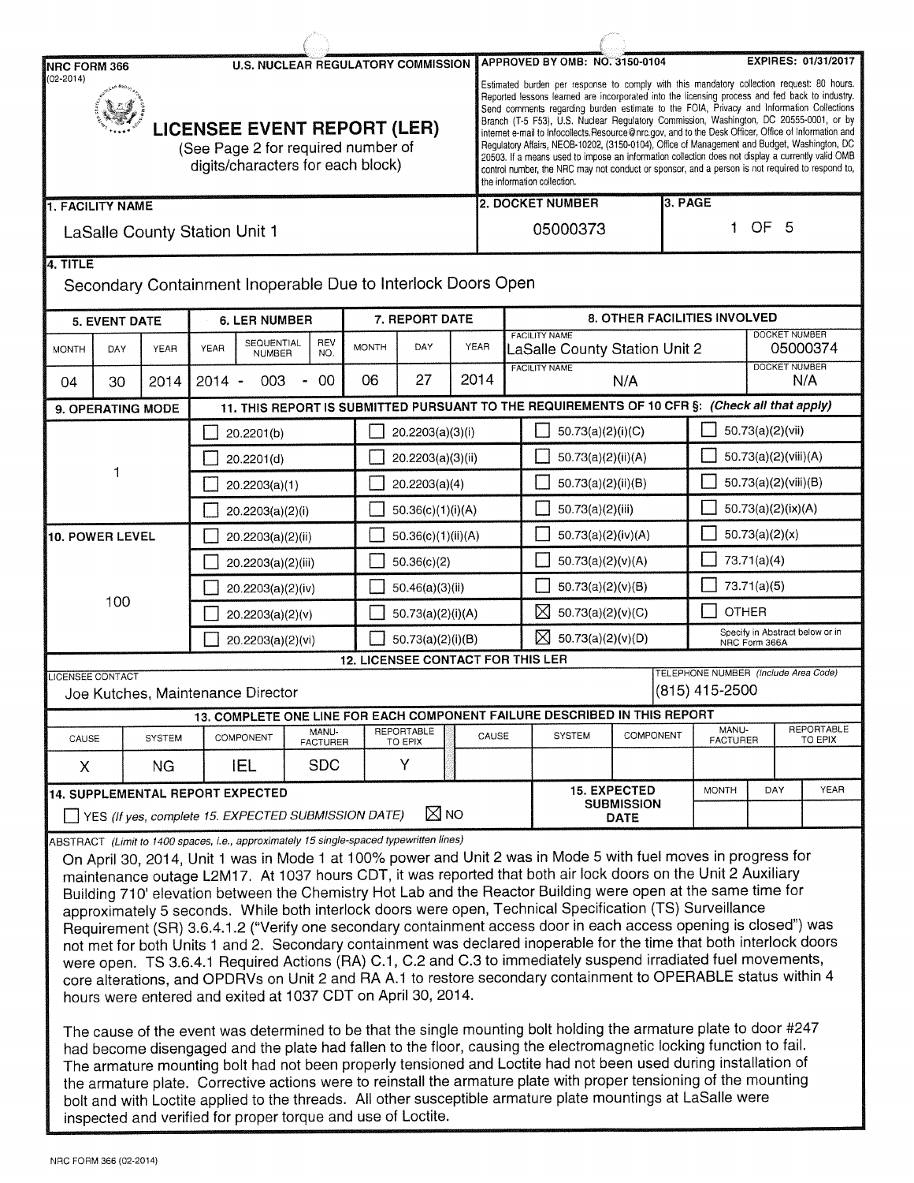NRC FORM 366 (02-2014)

U.S. NUCLEAR REGULATORY COMMISSION

APPROVED BY OMB: NO. 3150-0104 EXPIRES: 01/31/2017

# LICENSEE EVENT REPORT (LER)

(See Page 2 for required number of digits/characters for each block)

Estimated burden per response to comply with this mandatory collection request: 80 hours. Reported lessons learned are incorporated into the licensing process and fed back to industry. Send comments regarding burden estimate to the FOIA, Privacy and Information Collections Branch (T-5 F53), U.S. Nuclear Regulatory Commission, Washington, DC 20555-0001, or by internet e-mail to Infocollects.Resource@nrc.gov, and to the Desk Officer, Office of Information and Regulatory Affairs, NEOB-10202, (3150-0104), Office of Management and Budget, Washington, DC 20503. If a means used to impose an information collection does not display a currently valid OMB control number, the NRC may not conduct or sponsor, and a person is not required to respond to, the information collection.

| 1. FACILITY NAME | 2. DOCKET NUMBER | 3. PAGE |
|---|---|---|
| LaSalle County Station Unit 1 | 05000373 | 1 OF 5 |

**4. TITLE**

Secondary Containment Inoperable Due to Interlock Doors Open

| 5. EVENT DATE | | | 6. LER NUMBER | | | 7. REPORT DATE | | | 8. OTHER FACILITIES INVOLVED | |
|---|---|---|---|---|---|---|---|---|---|---|
| MONTH | DAY | YEAR | YEAR | SEQUENTIAL NUMBER | REV NO. | MONTH | DAY | YEAR | FACILITY NAME | DOCKET NUMBER |
| | | | | | | | | | LaSalle County Station Unit 2 | 05000374 |
| 04 | 30 | 2014 | 2014 - | 003 | - 00 | 06 | 27 | 2014 | N/A | N/A |

**9. OPERATING MODE:** 1

**10. POWER LEVEL:** 100

**11. THIS REPORT IS SUBMITTED PURSUANT TO THE REQUIREMENTS OF 10 CFR §: (Check all that apply)**

| | | | |
|---|---|---|---|
| ☐ 20.2201(b) | ☐ 20.2203(a)(3)(i) | ☐ 50.73(a)(2)(i)(C) | ☐ 50.73(a)(2)(vii) |
| ☐ 20.2201(d) | ☐ 20.2203(a)(3)(ii) | ☐ 50.73(a)(2)(ii)(A) | ☐ 50.73(a)(2)(viii)(A) |
| ☐ 20.2203(a)(1) | ☐ 20.2203(a)(4) | ☐ 50.73(a)(2)(ii)(B) | ☐ 50.73(a)(2)(viii)(B) |
| ☐ 20.2203(a)(2)(i) | ☐ 50.36(c)(1)(i)(A) | ☐ 50.73(a)(2)(iii) | ☐ 50.73(a)(2)(ix)(A) |
| ☐ 20.2203(a)(2)(ii) | ☐ 50.36(c)(1)(ii)(A) | ☐ 50.73(a)(2)(iv)(A) | ☐ 50.73(a)(2)(x) |
| ☐ 20.2203(a)(2)(iii) | ☐ 50.36(c)(2) | ☐ 50.73(a)(2)(v)(A) | ☐ 73.71(a)(4) |
| ☐ 20.2203(a)(2)(iv) | ☐ 50.46(a)(3)(ii) | ☐ 50.73(a)(2)(v)(B) | ☐ 73.71(a)(5) |
| ☐ 20.2203(a)(2)(v) | ☐ 50.73(a)(2)(i)(A) | ☒ 50.73(a)(2)(v)(C) | ☐ OTHER |
| ☐ 20.2203(a)(2)(vi) | ☐ 50.73(a)(2)(i)(B) | ☒ 50.73(a)(2)(v)(D) | Specify in Abstract below or in NRC Form 366A |

**12. LICENSEE CONTACT FOR THIS LER**

| LICENSEE CONTACT | TELEPHONE NUMBER (Include Area Code) |
|---|---|
| Joe Kutches, Maintenance Director | (815) 415-2500 |

**13. COMPLETE ONE LINE FOR EACH COMPONENT FAILURE DESCRIBED IN THIS REPORT**

| CAUSE | SYSTEM | COMPONENT | MANU-FACTURER | REPORTABLE TO EPIX | CAUSE | SYSTEM | COMPONENT | MANU-FACTURER | REPORTABLE TO EPIX |
|---|---|---|---|---|---|---|---|---|---|
| X | NG | IEL | SDC | Y | | | | | |

**14. SUPPLEMENTAL REPORT EXPECTED**

☐ YES (If yes, complete 15. EXPECTED SUBMISSION DATE) ☒ NO

**15. EXPECTED SUBMISSION DATE** MONTH | DAY | YEAR

ABSTRACT (Limit to 1400 spaces, i.e., approximately 15 single-spaced typewritten lines)

On April 30, 2014, Unit 1 was in Mode 1 at 100% power and Unit 2 was in Mode 5 with fuel moves in progress for maintenance outage L2M17. At 1037 hours CDT, it was reported that both air lock doors on the Unit 2 Auxiliary Building 710' elevation between the Chemistry Hot Lab and the Reactor Building were open at the same time for approximately 5 seconds. While both interlock doors were open, Technical Specification (TS) Surveillance Requirement (SR) 3.6.4.1.2 ("Verify one secondary containment access door in each access opening is closed") was not met for both Units 1 and 2. Secondary containment was declared inoperable for the time that both interlock doors were open. TS 3.6.4.1 Required Actions (RA) C.1, C.2 and C.3 to immediately suspend irradiated fuel movements, core alterations, and OPDRVs on Unit 2 and RA A.1 to restore secondary containment to OPERABLE status within 4 hours were entered and exited at 1037 CDT on April 30, 2014.

The cause of the event was determined to be that the single mounting bolt holding the armature plate to door #247 had become disengaged and the plate had fallen to the floor, causing the electromagnetic locking function to fail. The armature mounting bolt had not been properly tensioned and Loctite had not been used during installation of the armature plate. Corrective actions were to reinstall the armature plate with proper tensioning of the mounting bolt and with Loctite applied to the threads. All other susceptible armature plate mountings at LaSalle were inspected and verified for proper torque and use of Loctite.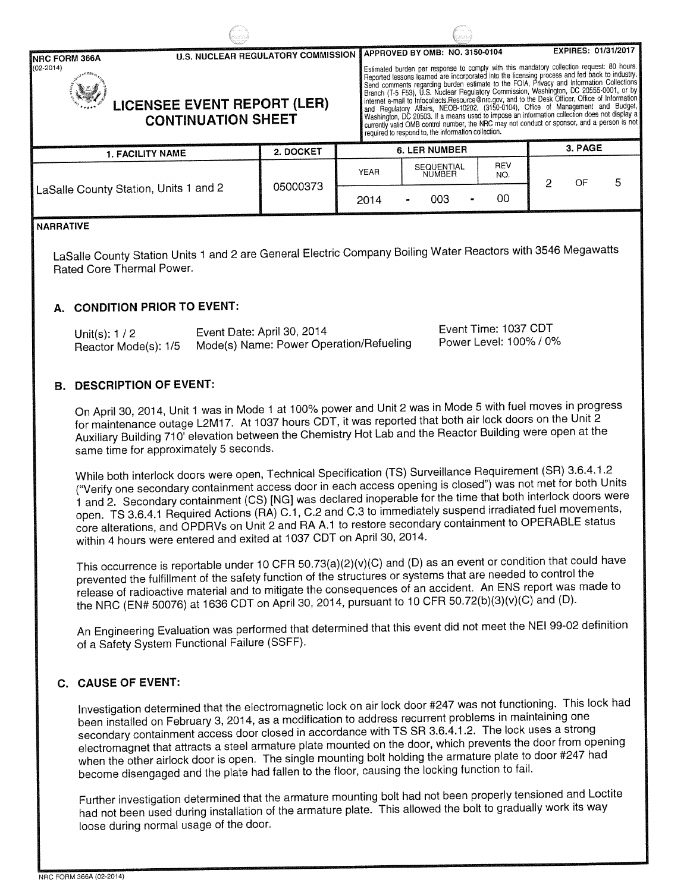NRC FORM 366A (02-2014) U.S. NUCLEAR REGULATORY COMMISSION

APPROVED BY OMB: NO. 3150-0104 EXPIRES: 01/31/2017

# LICENSEE EVENT REPORT (LER) CONTINUATION SHEET

Estimated burden per response to comply with this mandatory collection request: 80 hours. Reported lessons learned are incorporated into the licensing process and fed back to industry. Send comments regarding burden estimate to the FOIA, Privacy and Information Collections Branch (T-5 F53), U.S. Nuclear Regulatory Commission, Washington, DC 20555-0001, or by internet e-mail to Infocollects.Resource@nrc.gov, and to the Desk Officer, Office of Information and Regulatory Affairs, NEOB-10202, (3150-0104), Office of Management and Budget, Washington, DC 20503. If a means used to impose an information collection does not display a currently valid OMB control number, the NRC may not conduct or sponsor, and a person is not required to respond to, the information collection.

| 1. FACILITY NAME | 2. DOCKET | 6. LER NUMBER | | | 3. PAGE |
|---|---|---|---|---|---|
| | | YEAR | SEQUENTIAL NUMBER | REV NO. | |
| LaSalle County Station, Units 1 and 2 | 05000373 | 2014 | 003 | 00 | 2 OF 5 |

**NARRATIVE**

LaSalle County Station Units 1 and 2 are General Electric Company Boiling Water Reactors with 3546 Megawatts Rated Core Thermal Power.

## A. CONDITION PRIOR TO EVENT:

| | | |
|---|---|---|
| Unit(s): 1 / 2 | Event Date: April 30, 2014 | Event Time: 1037 CDT |
| Reactor Mode(s): 1/5 | Mode(s) Name: Power Operation/Refueling | Power Level: 100% / 0% |

## B. DESCRIPTION OF EVENT:

On April 30, 2014, Unit 1 was in Mode 1 at 100% power and Unit 2 was in Mode 5 with fuel moves in progress for maintenance outage L2M17. At 1037 hours CDT, it was reported that both air lock doors on the Unit 2 Auxiliary Building 710' elevation between the Chemistry Hot Lab and the Reactor Building were open at the same time for approximately 5 seconds.

While both interlock doors were open, Technical Specification (TS) Surveillance Requirement (SR) 3.6.4.1.2 ("Verify one secondary containment access door in each access opening is closed") was not met for both Units 1 and 2. Secondary containment (CS) [NG] was declared inoperable for the time that both interlock doors were open. TS 3.6.4.1 Required Actions (RA) C.1, C.2 and C.3 to immediately suspend irradiated fuel movements, core alterations, and OPDRVs on Unit 2 and RA A.1 to restore secondary containment to OPERABLE status within 4 hours were entered and exited at 1037 CDT on April 30, 2014.

This occurrence is reportable under 10 CFR 50.73(a)(2)(v)(C) and (D) as an event or condition that could have prevented the fulfillment of the safety function of the structures or systems that are needed to control the release of radioactive material and to mitigate the consequences of an accident. An ENS report was made to the NRC (EN# 50076) at 1636 CDT on April 30, 2014, pursuant to 10 CFR 50.72(b)(3)(v)(C) and (D).

An Engineering Evaluation was performed that determined that this event did not meet the NEI 99-02 definition of a Safety System Functional Failure (SSFF).

## C. CAUSE OF EVENT:

Investigation determined that the electromagnetic lock on air lock door #247 was not functioning. This lock had been installed on February 3, 2014, as a modification to address recurrent problems in maintaining one secondary containment access door closed in accordance with TS SR 3.6.4.1.2. The lock uses a strong electromagnet that attracts a steel armature plate mounted on the door, which prevents the door from opening when the other airlock door is open. The single mounting bolt holding the armature plate to door #247 had become disengaged and the plate had fallen to the floor, causing the locking function to fail.

Further investigation determined that the armature mounting bolt had not been properly tensioned and Loctite had not been used during installation of the armature plate. This allowed the bolt to gradually work its way loose during normal usage of the door.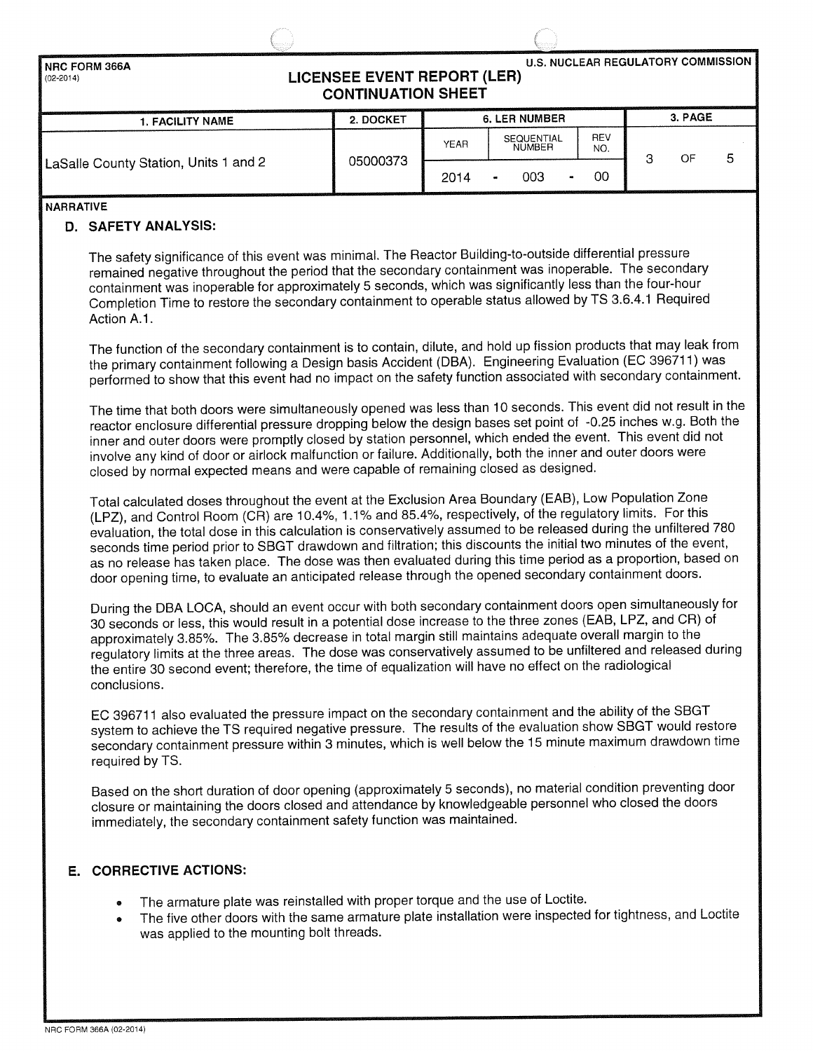| NRC FORM 366A (02-2014) | LICENSEE EVENT REPORT (LER) CONTINUATION SHEET | | | | U.S. NUCLEAR REGULATORY COMMISSION |
|---|---|---|---|---|---|
| 1. FACILITY NAME | 2. DOCKET | 6. LER NUMBER | | | 3. PAGE |
| | | YEAR | SEQUENTIAL NUMBER | REV NO. | |
| LaSalle County Station, Units 1 and 2 | 05000373 | 2014 | 003 | 00 | 3 OF 5 |

**NARRATIVE**

## D. SAFETY ANALYSIS:

The safety significance of this event was minimal. The Reactor Building-to-outside differential pressure remained negative throughout the period that the secondary containment was inoperable. The secondary containment was inoperable for approximately 5 seconds, which was significantly less than the four-hour Completion Time to restore the secondary containment to operable status allowed by TS 3.6.4.1 Required Action A.1.

The function of the secondary containment is to contain, dilute, and hold up fission products that may leak from the primary containment following a Design basis Accident (DBA). Engineering Evaluation (EC 396711) was performed to show that this event had no impact on the safety function associated with secondary containment.

The time that both doors were simultaneously opened was less than 10 seconds. This event did not result in the reactor enclosure differential pressure dropping below the design bases set point of -0.25 inches w.g. Both the inner and outer doors were promptly closed by station personnel, which ended the event. This event did not involve any kind of door or airlock malfunction or failure. Additionally, both the inner and outer doors were closed by normal expected means and were capable of remaining closed as designed.

Total calculated doses throughout the event at the Exclusion Area Boundary (EAB), Low Population Zone (LPZ), and Control Room (CR) are 10.4%, 1.1% and 85.4%, respectively, of the regulatory limits. For this evaluation, the total dose in this calculation is conservatively assumed to be released during the unfiltered 780 seconds time period prior to SBGT drawdown and filtration; this discounts the initial two minutes of the event, as no release has taken place. The dose was then evaluated during this time period as a proportion, based on door opening time, to evaluate an anticipated release through the opened secondary containment doors.

During the DBA LOCA, should an event occur with both secondary containment doors open simultaneously for 30 seconds or less, this would result in a potential dose increase to the three zones (EAB, LPZ, and CR) of approximately 3.85%. The 3.85% decrease in total margin still maintains adequate overall margin to the regulatory limits at the three areas. The dose was conservatively assumed to be unfiltered and released during the entire 30 second event; therefore, the time of equalization will have no effect on the radiological conclusions.

EC 396711 also evaluated the pressure impact on the secondary containment and the ability of the SBGT system to achieve the TS required negative pressure. The results of the evaluation show SBGT would restore secondary containment pressure within 3 minutes, which is well below the 15 minute maximum drawdown time required by TS.

Based on the short duration of door opening (approximately 5 seconds), no material condition preventing door closure or maintaining the doors closed and attendance by knowledgeable personnel who closed the doors immediately, the secondary containment safety function was maintained.

## E. CORRECTIVE ACTIONS:

- The armature plate was reinstalled with proper torque and the use of Loctite.
- The five other doors with the same armature plate installation were inspected for tightness, and Loctite was applied to the mounting bolt threads.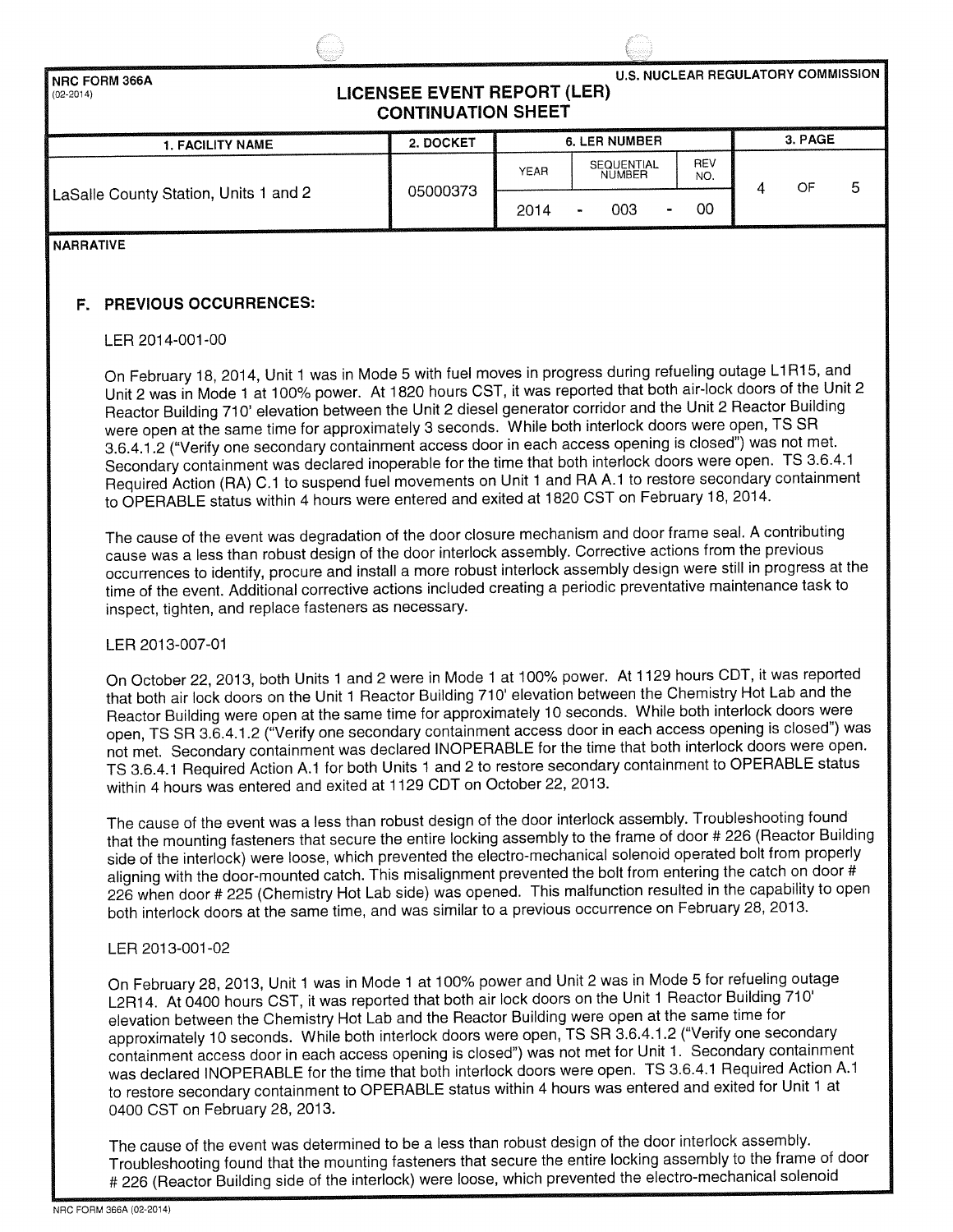| NRC FORM 366A (02-2014) | U.S. NUCLEAR REGULATORY COMMISSION | | | | |
|---|---|---|---|---|---|
| **LICENSEE EVENT REPORT (LER) CONTINUATION SHEET** | | | | | |
| 1. FACILITY NAME | 2. DOCKET | 6. LER NUMBER | | | 3. PAGE |
| | | YEAR | SEQUENTIAL NUMBER | REV NO. | |
| LaSalle County Station, Units 1 and 2 | 05000373 | 2014 | - 003 - | 00 | 4 OF 5 |

**NARRATIVE**

## F. PREVIOUS OCCURRENCES:

LER 2014-001-00

On February 18, 2014, Unit 1 was in Mode 5 with fuel moves in progress during refueling outage L1R15, and Unit 2 was in Mode 1 at 100% power. At 1820 hours CST, it was reported that both air-lock doors of the Unit 2 Reactor Building 710' elevation between the Unit 2 diesel generator corridor and the Unit 2 Reactor Building were open at the same time for approximately 3 seconds. While both interlock doors were open, TS SR 3.6.4.1.2 ("Verify one secondary containment access door in each access opening is closed") was not met. Secondary containment was declared inoperable for the time that both interlock doors were open. TS 3.6.4.1 Required Action (RA) C.1 to suspend fuel movements on Unit 1 and RA A.1 to restore secondary containment to OPERABLE status within 4 hours were entered and exited at 1820 CST on February 18, 2014.

The cause of the event was degradation of the door closure mechanism and door frame seal. A contributing cause was a less than robust design of the door interlock assembly. Corrective actions from the previous occurrences to identify, procure and install a more robust interlock assembly design were still in progress at the time of the event. Additional corrective actions included creating a periodic preventative maintenance task to inspect, tighten, and replace fasteners as necessary.

LER 2013-007-01

On October 22, 2013, both Units 1 and 2 were in Mode 1 at 100% power. At 1129 hours CDT, it was reported that both air lock doors on the Unit 1 Reactor Building 710' elevation between the Chemistry Hot Lab and the Reactor Building were open at the same time for approximately 10 seconds. While both interlock doors were open, TS SR 3.6.4.1.2 ("Verify one secondary containment access door in each access opening is closed") was not met. Secondary containment was declared INOPERABLE for the time that both interlock doors were open. TS 3.6.4.1 Required Action A.1 for both Units 1 and 2 to restore secondary containment to OPERABLE status within 4 hours was entered and exited at 1129 CDT on October 22, 2013.

The cause of the event was a less than robust design of the door interlock assembly. Troubleshooting found that the mounting fasteners that secure the entire locking assembly to the frame of door # 226 (Reactor Building side of the interlock) were loose, which prevented the electro-mechanical solenoid operated bolt from properly aligning with the door-mounted catch. This misalignment prevented the bolt from entering the catch on door # 226 when door # 225 (Chemistry Hot Lab side) was opened. This malfunction resulted in the capability to open both interlock doors at the same time, and was similar to a previous occurrence on February 28, 2013.

LER 2013-001-02

On February 28, 2013, Unit 1 was in Mode 1 at 100% power and Unit 2 was in Mode 5 for refueling outage L2R14. At 0400 hours CST, it was reported that both air lock doors on the Unit 1 Reactor Building 710' elevation between the Chemistry Hot Lab and the Reactor Building were open at the same time for approximately 10 seconds. While both interlock doors were open, TS SR 3.6.4.1.2 ("Verify one secondary containment access door in each access opening is closed") was not met for Unit 1. Secondary containment was declared INOPERABLE for the time that both interlock doors were open. TS 3.6.4.1 Required Action A.1 to restore secondary containment to OPERABLE status within 4 hours was entered and exited for Unit 1 at 0400 CST on February 28, 2013.

The cause of the event was determined to be a less than robust design of the door interlock assembly. Troubleshooting found that the mounting fasteners that secure the entire locking assembly to the frame of door # 226 (Reactor Building side of the interlock) were loose, which prevented the electro-mechanical solenoid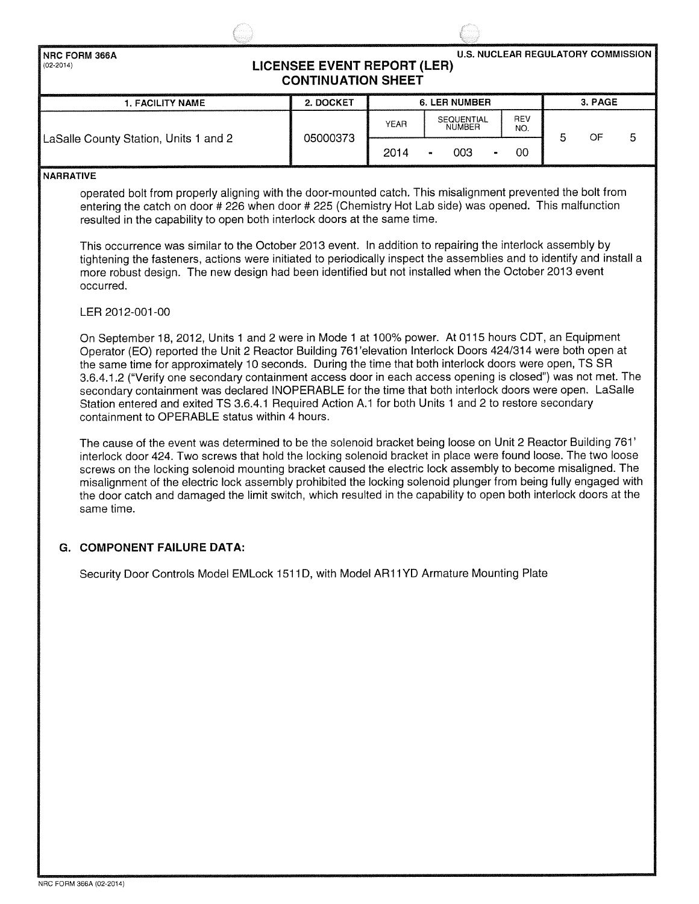| 1. FACILITY NAME | 2. DOCKET | 6. LER NUMBER | | | 3. PAGE |
|---|---|---|---|---|---|
| | | YEAR | SEQUENTIAL NUMBER | REV NO. | |
| LaSalle County Station, Units 1 and 2 | 05000373 | 2014 | 003 | 00 | 5 OF 5 |

**NARRATIVE**

operated bolt from properly aligning with the door-mounted catch. This misalignment prevented the bolt from entering the catch on door # 226 when door # 225 (Chemistry Hot Lab side) was opened. This malfunction resulted in the capability to open both interlock doors at the same time.

This occurrence was similar to the October 2013 event. In addition to repairing the interlock assembly by tightening the fasteners, actions were initiated to periodically inspect the assemblies and to identify and install a more robust design. The new design had been identified but not installed when the October 2013 event occurred.

LER 2012-001-00

On September 18, 2012, Units 1 and 2 were in Mode 1 at 100% power. At 0115 hours CDT, an Equipment Operator (EO) reported the Unit 2 Reactor Building 761'elevation Interlock Doors 424/314 were both open at the same time for approximately 10 seconds. During the time that both interlock doors were open, TS SR 3.6.4.1.2 ("Verify one secondary containment access door in each access opening is closed") was not met. The secondary containment was declared INOPERABLE for the time that both interlock doors were open. LaSalle Station entered and exited TS 3.6.4.1 Required Action A.1 for both Units 1 and 2 to restore secondary containment to OPERABLE status within 4 hours.

The cause of the event was determined to be the solenoid bracket being loose on Unit 2 Reactor Building 761' interlock door 424. Two screws that hold the locking solenoid bracket in place were found loose. The two loose screws on the locking solenoid mounting bracket caused the electric lock assembly to become misaligned. The misalignment of the electric lock assembly prohibited the locking solenoid plunger from being fully engaged with the door catch and damaged the limit switch, which resulted in the capability to open both interlock doors at the same time.

## G. COMPONENT FAILURE DATA:

Security Door Controls Model EMLock 1511D, with Model AR11YD Armature Mounting Plate